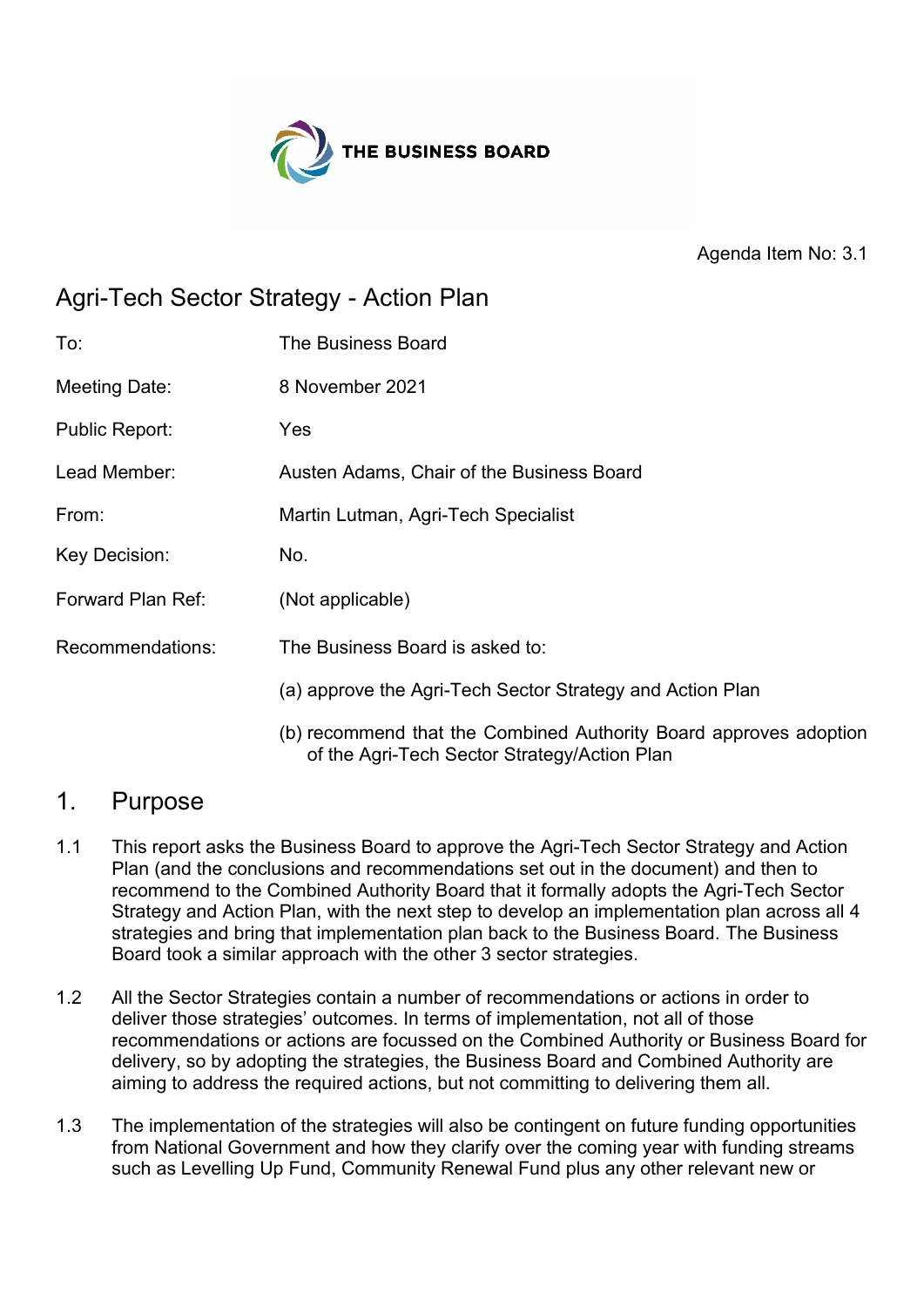THE BUSINESS BOARD

Agenda Item No: 3.1

# Agri-Tech Sector Strategy - Action Plan

| | |
|---|---|
| To: | The Business Board |
| Meeting Date: | 8 November 2021 |
| Public Report: | Yes |
| Lead Member: | Austen Adams, Chair of the Business Board |
| From: | Martin Lutman, Agri-Tech Specialist |
| Key Decision: | No. |
| Forward Plan Ref: | (Not applicable) |
| Recommendations: | The Business Board is asked to:<br>(a) approve the Agri-Tech Sector Strategy and Action Plan<br>(b) recommend that the Combined Authority Board approves adoption of the Agri-Tech Sector Strategy/Action Plan |

## 1. Purpose

1.1 This report asks the Business Board to approve the Agri-Tech Sector Strategy and Action Plan (and the conclusions and recommendations set out in the document) and then to recommend to the Combined Authority Board that it formally adopts the Agri-Tech Sector Strategy and Action Plan, with the next step to develop an implementation plan across all 4 strategies and bring that implementation plan back to the Business Board. The Business Board took a similar approach with the other 3 sector strategies.

1.2 All the Sector Strategies contain a number of recommendations or actions in order to deliver those strategies' outcomes. In terms of implementation, not all of those recommendations or actions are focussed on the Combined Authority or Business Board for delivery, so by adopting the strategies, the Business Board and Combined Authority are aiming to address the required actions, but not committing to delivering them all.

1.3 The implementation of the strategies will also be contingent on future funding opportunities from National Government and how they clarify over the coming year with funding streams such as Levelling Up Fund, Community Renewal Fund plus any other relevant new or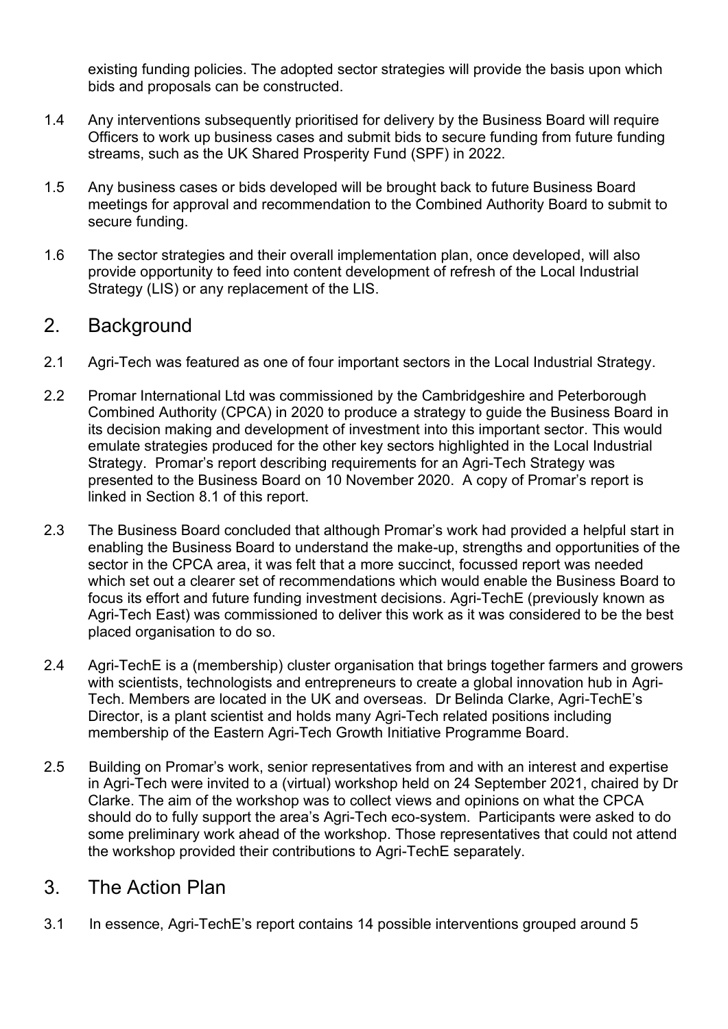existing funding policies. The adopted sector strategies will provide the basis upon which bids and proposals can be constructed.

1.4 Any interventions subsequently prioritised for delivery by the Business Board will require Officers to work up business cases and submit bids to secure funding from future funding streams, such as the UK Shared Prosperity Fund (SPF) in 2022.

1.5 Any business cases or bids developed will be brought back to future Business Board meetings for approval and recommendation to the Combined Authority Board to submit to secure funding.

1.6 The sector strategies and their overall implementation plan, once developed, will also provide opportunity to feed into content development of refresh of the Local Industrial Strategy (LIS) or any replacement of the LIS.

## 2. Background

2.1 Agri-Tech was featured as one of four important sectors in the Local Industrial Strategy.

2.2 Promar International Ltd was commissioned by the Cambridgeshire and Peterborough Combined Authority (CPCA) in 2020 to produce a strategy to guide the Business Board in its decision making and development of investment into this important sector. This would emulate strategies produced for the other key sectors highlighted in the Local Industrial Strategy. Promar's report describing requirements for an Agri-Tech Strategy was presented to the Business Board on 10 November 2020. A copy of Promar's report is linked in Section 8.1 of this report.

2.3 The Business Board concluded that although Promar's work had provided a helpful start in enabling the Business Board to understand the make-up, strengths and opportunities of the sector in the CPCA area, it was felt that a more succinct, focussed report was needed which set out a clearer set of recommendations which would enable the Business Board to focus its effort and future funding investment decisions. Agri-TechE (previously known as Agri-Tech East) was commissioned to deliver this work as it was considered to be the best placed organisation to do so.

2.4 Agri-TechE is a (membership) cluster organisation that brings together farmers and growers with scientists, technologists and entrepreneurs to create a global innovation hub in Agri-Tech. Members are located in the UK and overseas. Dr Belinda Clarke, Agri-TechE's Director, is a plant scientist and holds many Agri-Tech related positions including membership of the Eastern Agri-Tech Growth Initiative Programme Board.

2.5 Building on Promar's work, senior representatives from and with an interest and expertise in Agri-Tech were invited to a (virtual) workshop held on 24 September 2021, chaired by Dr Clarke. The aim of the workshop was to collect views and opinions on what the CPCA should do to fully support the area's Agri-Tech eco-system. Participants were asked to do some preliminary work ahead of the workshop. Those representatives that could not attend the workshop provided their contributions to Agri-TechE separately.

## 3. The Action Plan

3.1 In essence, Agri-TechE's report contains 14 possible interventions grouped around 5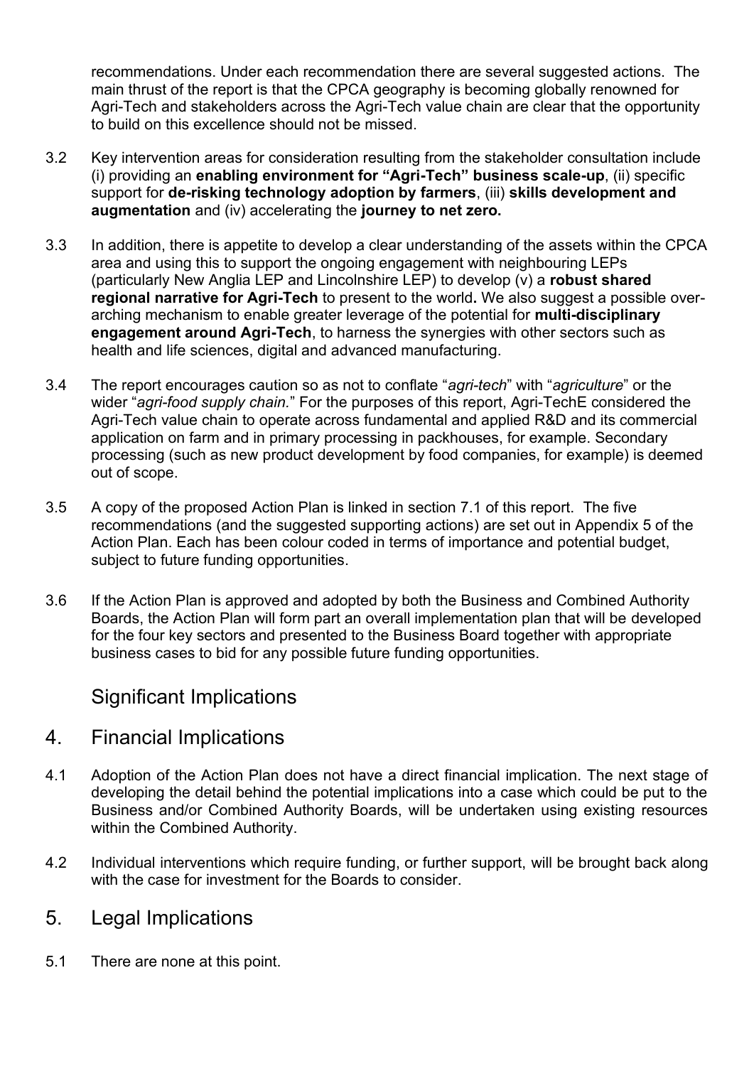recommendations. Under each recommendation there are several suggested actions. The main thrust of the report is that the CPCA geography is becoming globally renowned for Agri-Tech and stakeholders across the Agri-Tech value chain are clear that the opportunity to build on this excellence should not be missed.

3.2 Key intervention areas for consideration resulting from the stakeholder consultation include (i) providing an **enabling environment for "Agri-Tech" business scale-up**, (ii) specific support for **de-risking technology adoption by farmers**, (iii) **skills development and augmentation** and (iv) accelerating the **journey to net zero.**

3.3 In addition, there is appetite to develop a clear understanding of the assets within the CPCA area and using this to support the ongoing engagement with neighbouring LEPs (particularly New Anglia LEP and Lincolnshire LEP) to develop (v) a **robust shared regional narrative for Agri-Tech** to present to the world**.** We also suggest a possible over-arching mechanism to enable greater leverage of the potential for **multi-disciplinary engagement around Agri-Tech**, to harness the synergies with other sectors such as health and life sciences, digital and advanced manufacturing.

3.4 The report encourages caution so as not to conflate "*agri-tech*" with "*agriculture*" or the wider "*agri-food supply chain.*" For the purposes of this report, Agri-TechE considered the Agri-Tech value chain to operate across fundamental and applied R&D and its commercial application on farm and in primary processing in packhouses, for example. Secondary processing (such as new product development by food companies, for example) is deemed out of scope.

3.5 A copy of the proposed Action Plan is linked in section 7.1 of this report. The five recommendations (and the suggested supporting actions) are set out in Appendix 5 of the Action Plan. Each has been colour coded in terms of importance and potential budget, subject to future funding opportunities.

3.6 If the Action Plan is approved and adopted by both the Business and Combined Authority Boards, the Action Plan will form part an overall implementation plan that will be developed for the four key sectors and presented to the Business Board together with appropriate business cases to bid for any possible future funding opportunities.

## Significant Implications

## 4. Financial Implications

4.1 Adoption of the Action Plan does not have a direct financial implication. The next stage of developing the detail behind the potential implications into a case which could be put to the Business and/or Combined Authority Boards, will be undertaken using existing resources within the Combined Authority.

4.2 Individual interventions which require funding, or further support, will be brought back along with the case for investment for the Boards to consider.

## 5. Legal Implications

5.1 There are none at this point.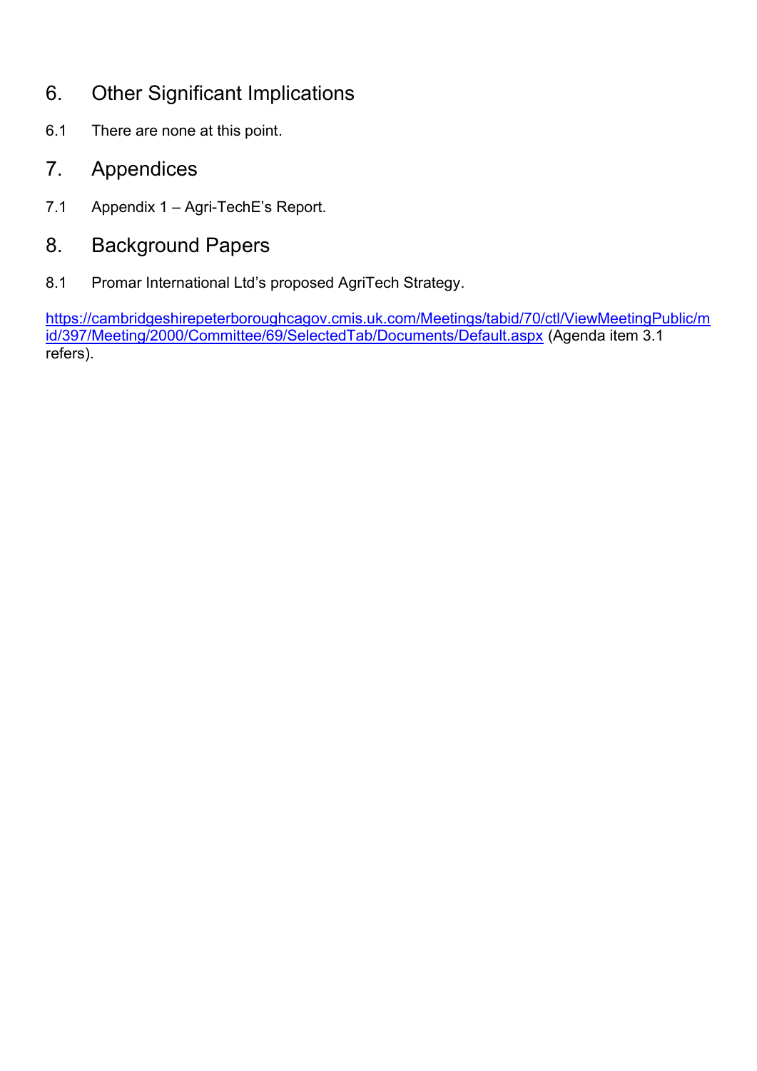## 6. Other Significant Implications

6.1 There are none at this point.

## 7. Appendices

7.1 Appendix 1 – Agri-TechE's Report.

## 8. Background Papers

8.1 Promar International Ltd's proposed AgriTech Strategy.

https://cambridgeshirepeterboroughcagov.cmis.uk.com/Meetings/tabid/70/ctl/ViewMeetingPublic/mid/397/Meeting/2000/Committee/69/SelectedTab/Documents/Default.aspx (Agenda item 3.1 refers).